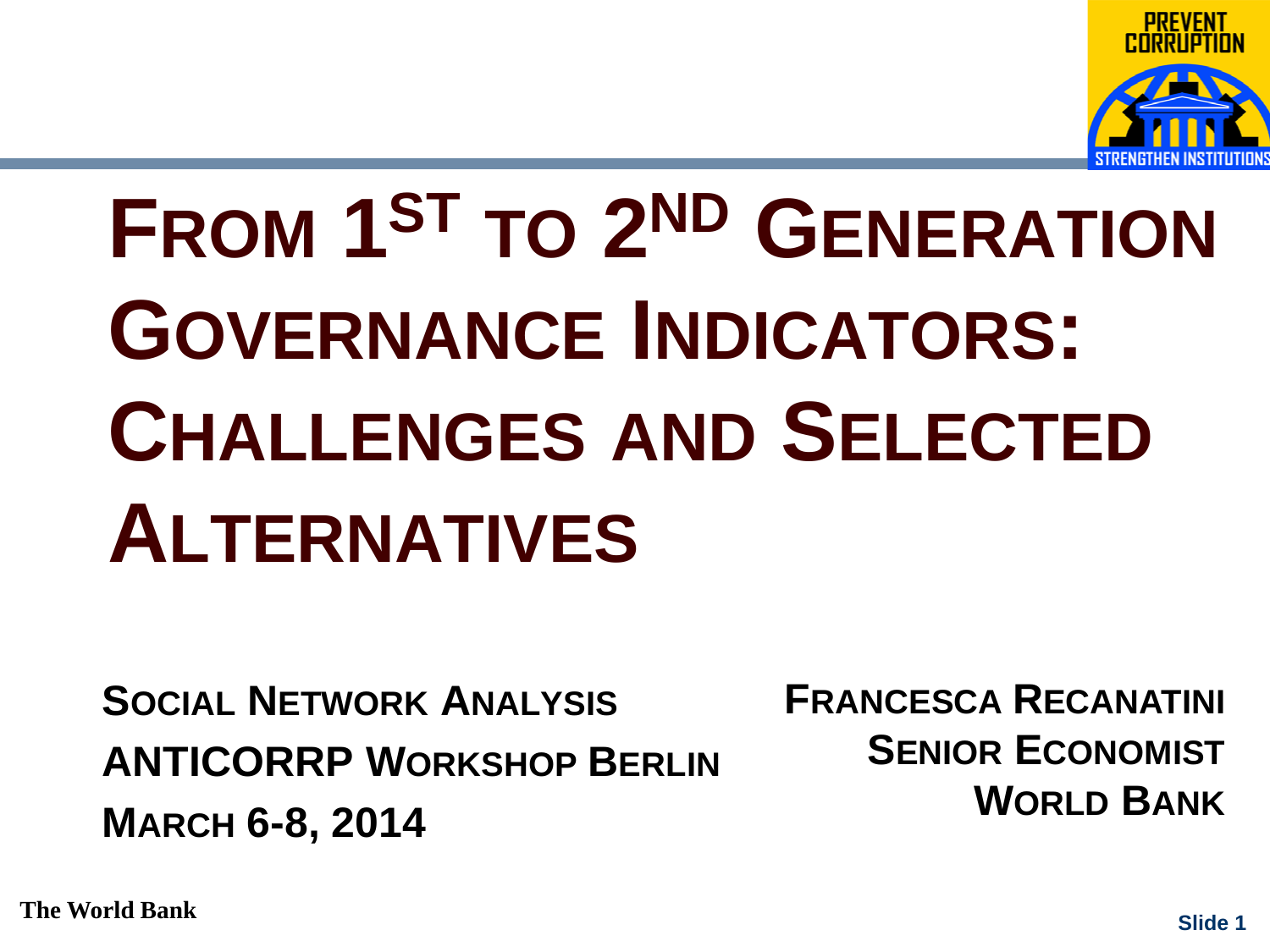# From 1st to 2nd Generation Governance Indicators: Challenges and Selected Alternatives

**Social Network Analysis**
**ANTICORRP Workshop Berlin**
**March 6-8, 2014**

**Francesca Recanatini**
**Senior Economist**
**World Bank**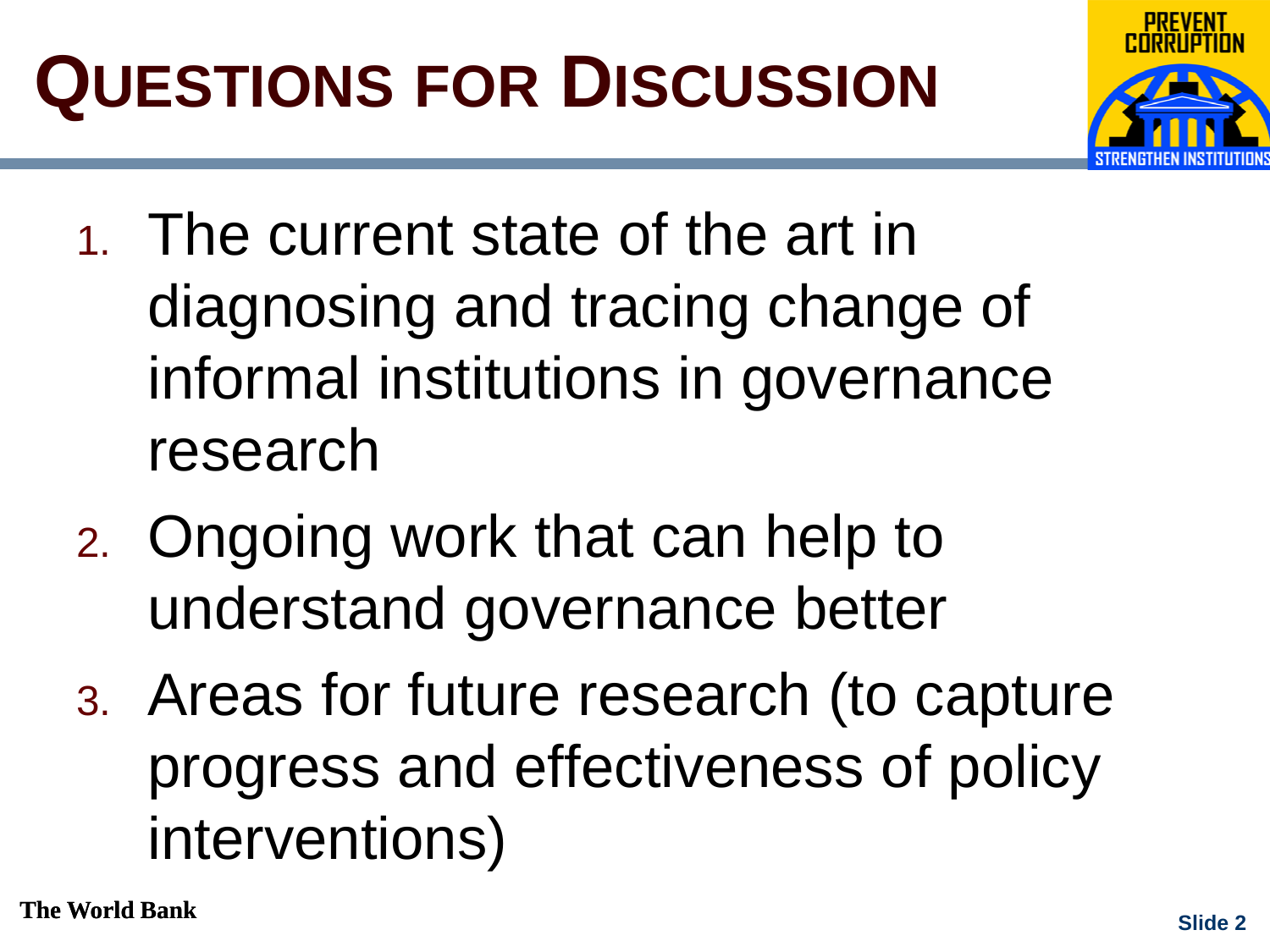# Questions for Discussion

1. The current state of the art in diagnosing and tracing change of informal institutions in governance research
2. Ongoing work that can help to understand governance better
3. Areas for future research (to capture progress and effectiveness of policy interventions)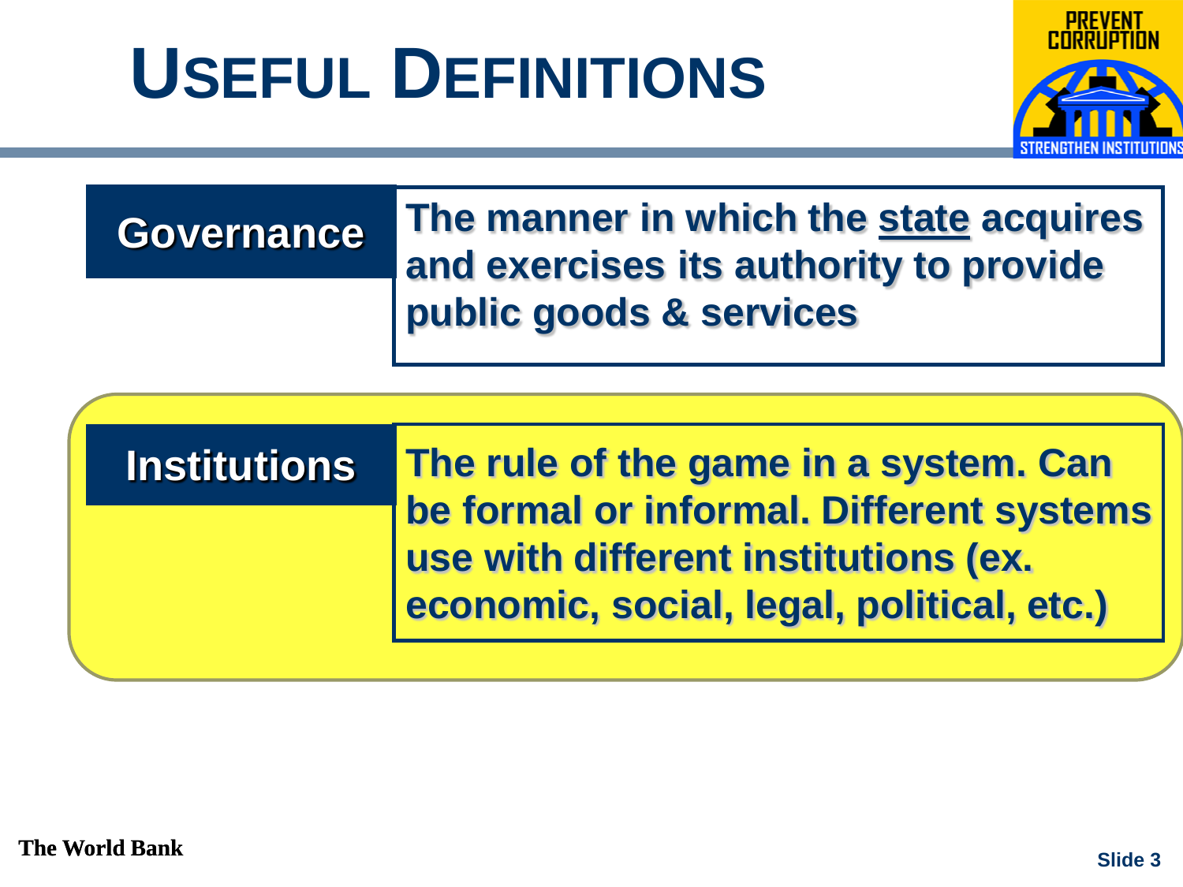# USEFUL DEFINITIONS

| | |
|---|---|
| **Governance** | **The manner in which the state acquires and exercises its authority to provide public goods & services** |
| **Institutions** | **The rule of the game in a system. Can be formal or informal. Different systems use with different institutions (ex. economic, social, legal, political, etc.)** |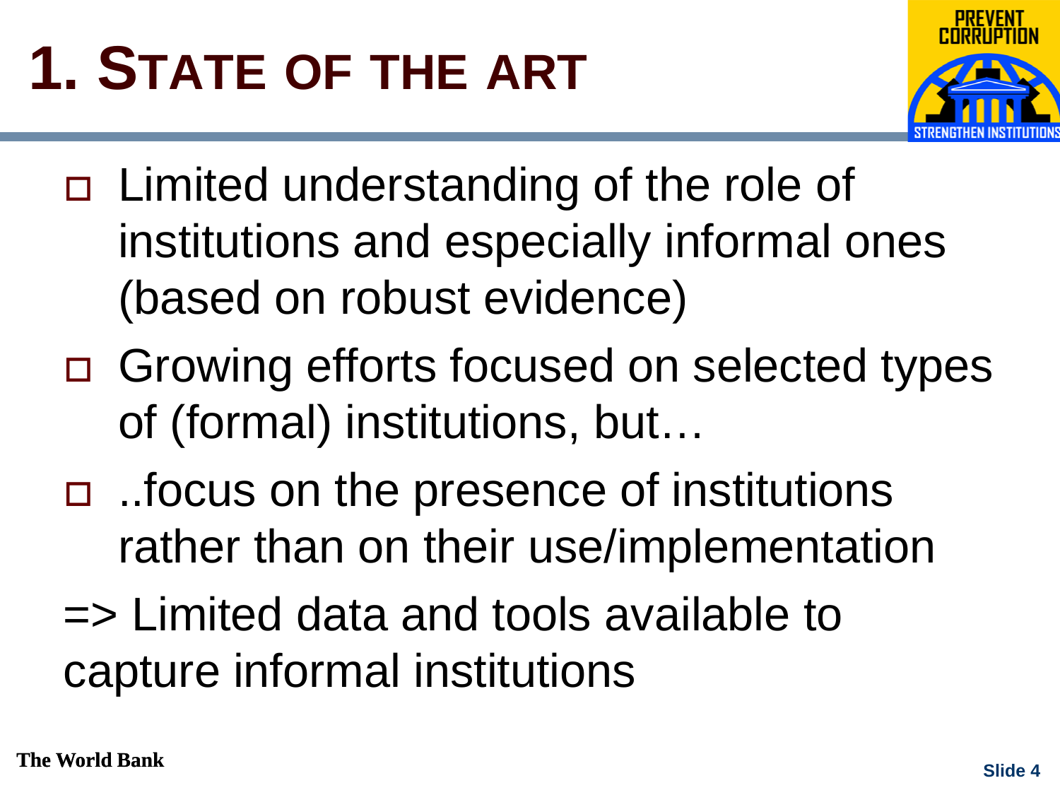# 1. State of the Art

- Limited understanding of the role of institutions and especially informal ones (based on robust evidence)
- Growing efforts focused on selected types of (formal) institutions, but…
- ..focus on the presence of institutions rather than on their use/implementation

=> Limited data and tools available to capture informal institutions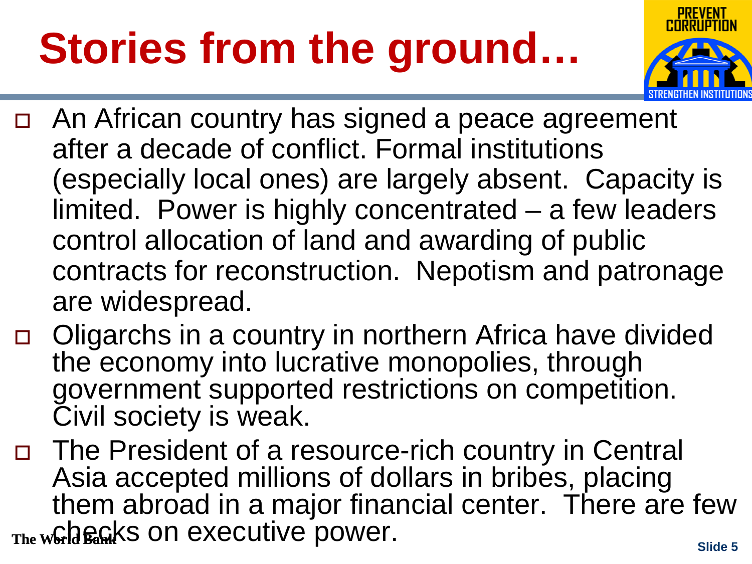# Stories from the ground…

- An African country has signed a peace agreement after a decade of conflict. Formal institutions (especially local ones) are largely absent. Capacity is limited. Power is highly concentrated – a few leaders control allocation of land and awarding of public contracts for reconstruction. Nepotism and patronage are widespread.
- Oligarchs in a country in northern Africa have divided the economy into lucrative monopolies, through government supported restrictions on competition. Civil society is weak.
- The President of a resource-rich country in Central Asia accepted millions of dollars in bribes, placing them abroad in a major financial center. There are few checks on executive power.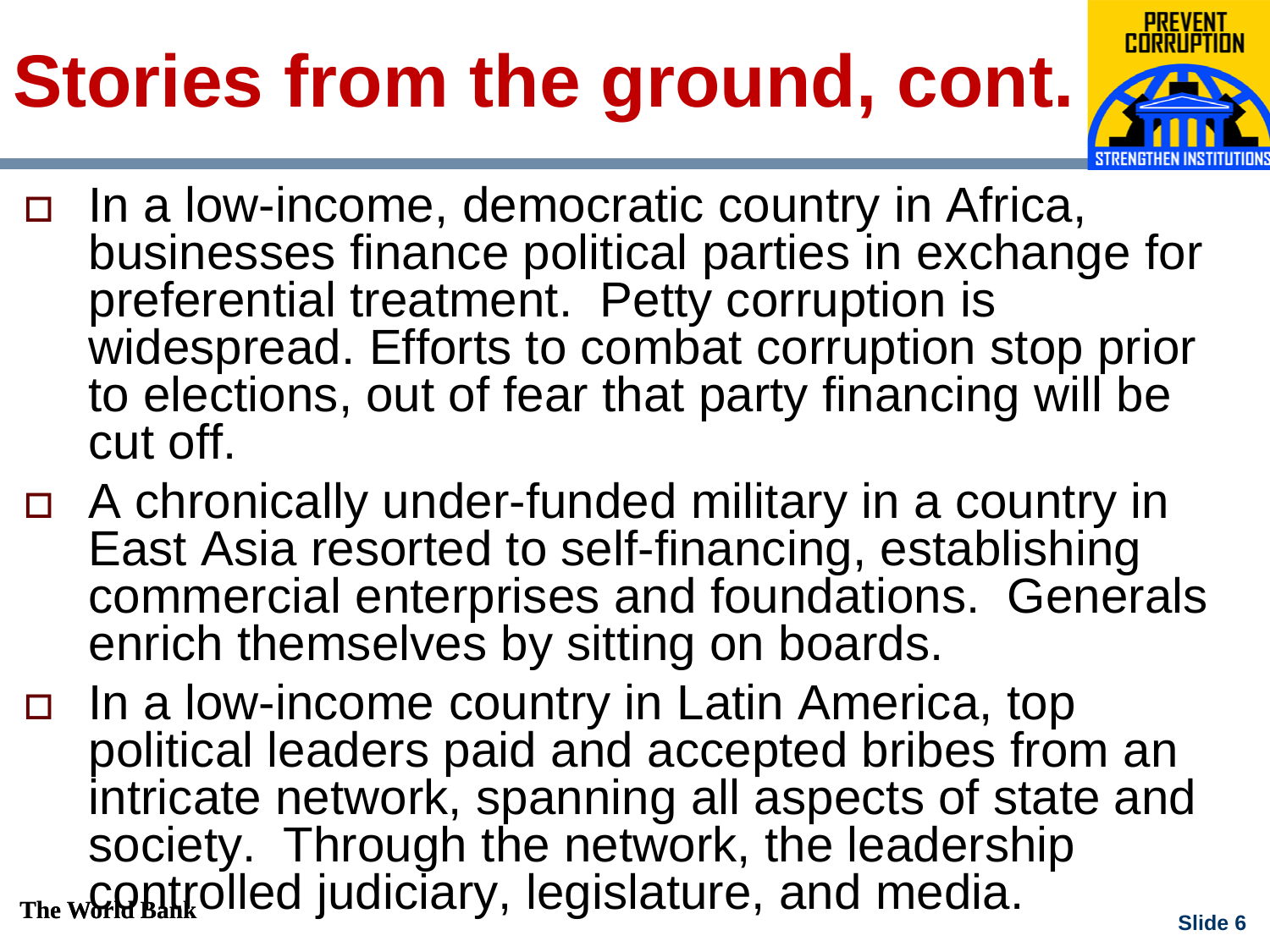# Stories from the ground, cont.

- In a low-income, democratic country in Africa, businesses finance political parties in exchange for preferential treatment. Petty corruption is widespread. Efforts to combat corruption stop prior to elections, out of fear that party financing will be cut off.
- A chronically under-funded military in a country in East Asia resorted to self-financing, establishing commercial enterprises and foundations. Generals enrich themselves by sitting on boards.
- In a low-income country in Latin America, top political leaders paid and accepted bribes from an intricate network, spanning all aspects of state and society. Through the network, the leadership controlled judiciary, legislature, and media.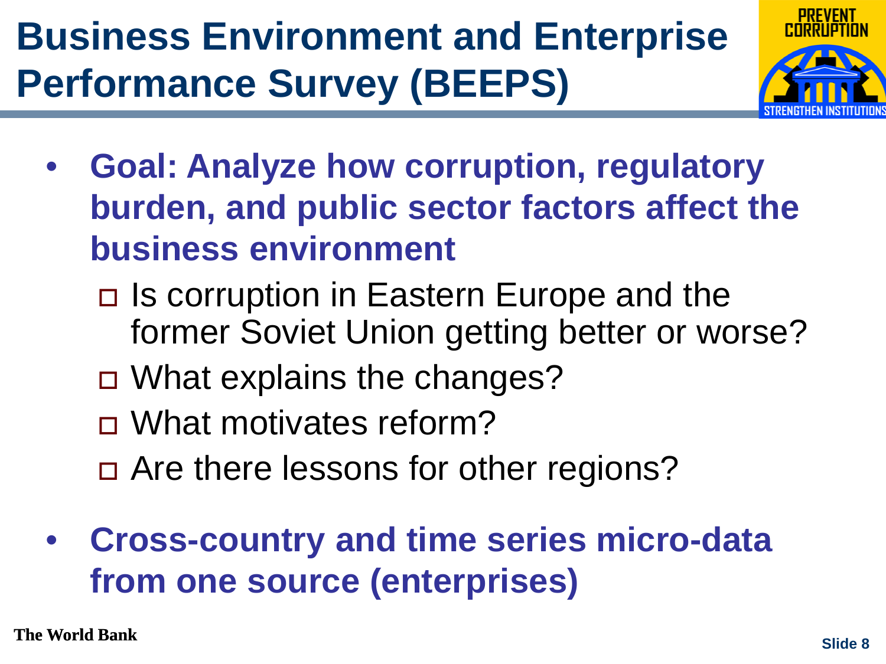# Business Environment and Enterprise Performance Survey (BEEPS)

- **Goal: Analyze how corruption, regulatory burden, and public sector factors affect the business environment**
  - Is corruption in Eastern Europe and the former Soviet Union getting better or worse?
  - What explains the changes?
  - What motivates reform?
  - Are there lessons for other regions?
- **Cross-country and time series micro-data from one source (enterprises)**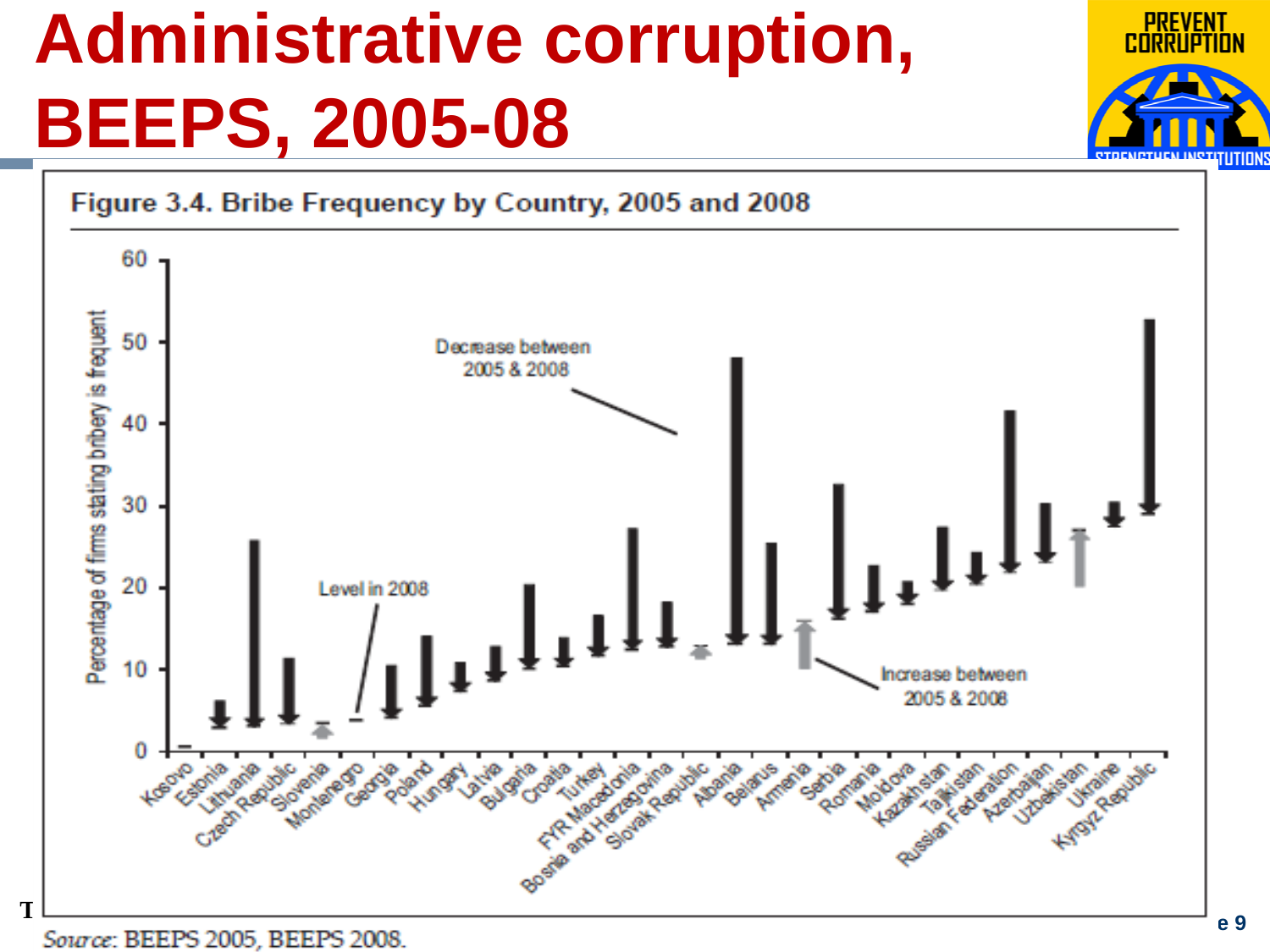# Administrative corruption, BEEPS, 2005-08

**Figure 3.4. Bribe Frequency by Country, 2005 and 2008**

Percentage of firms stating bribery is frequent

Decrease between 2005 & 2008

Level in 2008

Increase between 2005 & 2008

Kosovo, Estonia, Lithuania, Czech Republic, Slovenia, Montenegro, Georgia, Poland, Hungary, Latvia, Bulgaria, Croatia, Turkey, FYR Macedonia, Bosnia and Herzegovina, Slovak Republic, Albania, Belarus, Armenia, Serbia, Romania, Moldova, Kazakhstan, Tajikistan, Russian Federation, Azerbaijan, Uzbekistan, Ukraine, Kyrgyz Republic

*Source*: BEEPS 2005, BEEPS 2008.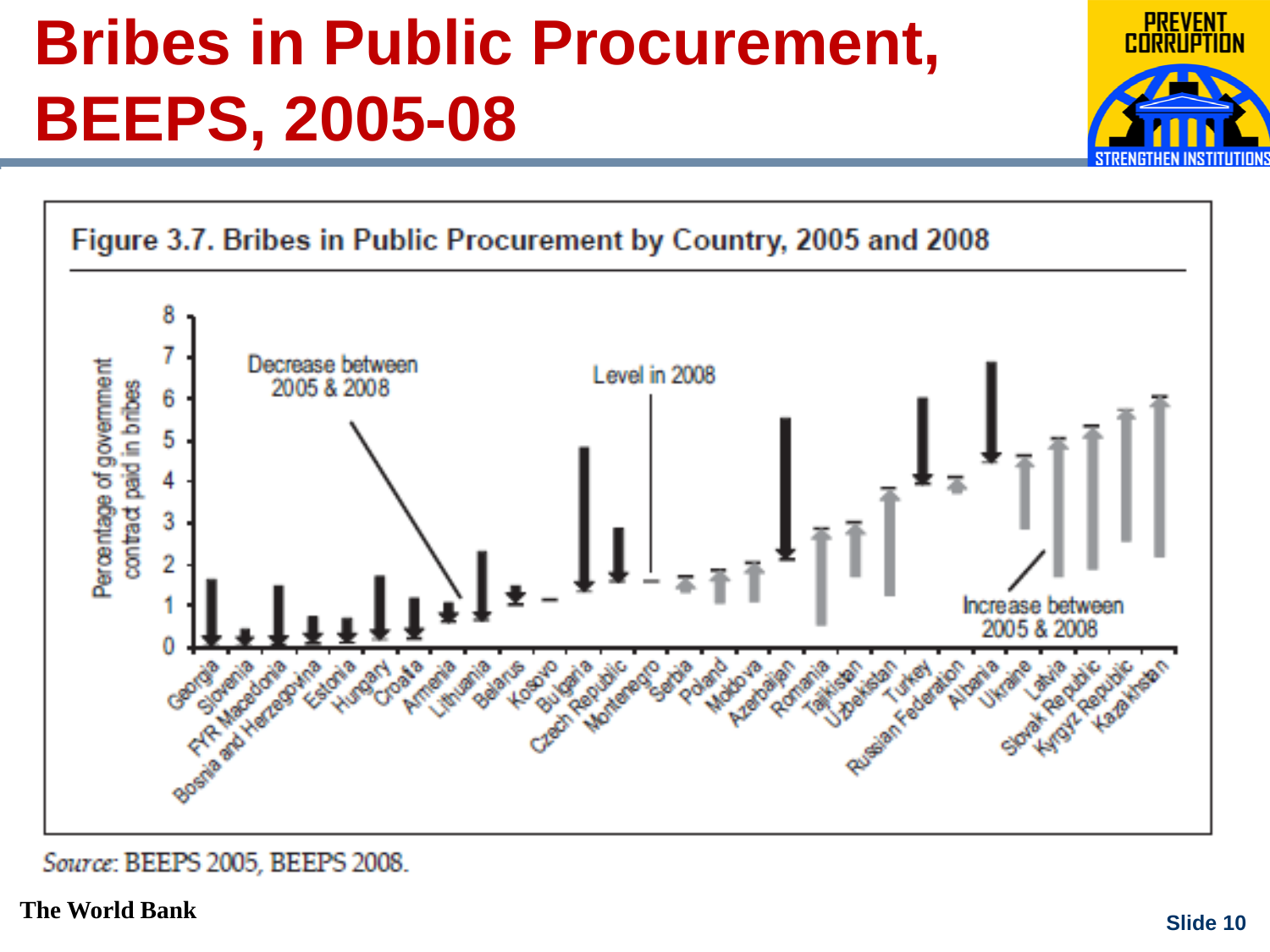# Bribes in Public Procurement, BEEPS, 2005-08

**Figure 3.7. Bribes in Public Procurement by Country, 2005 and 2008**

*Source*: BEEPS 2005, BEEPS 2008.

**The World Bank**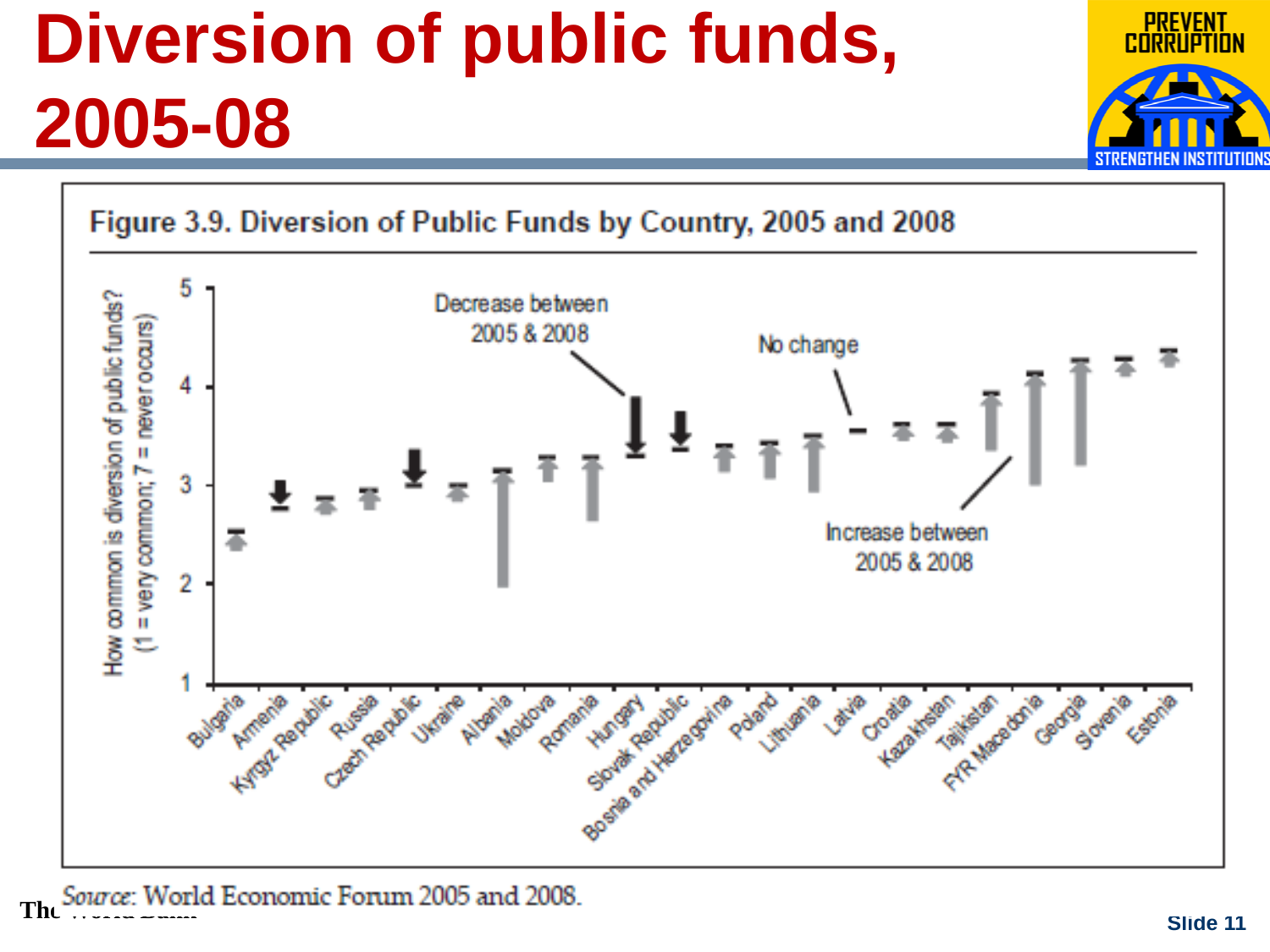# Diversion of public funds, 2005-08

PREVENT CORRUPTION

STRENGTHEN INSTITUTIONS

**Figure 3.9. Diversion of Public Funds by Country, 2005 and 2008**

How common is diversion of public funds? (1 = very common; 7 = never occurs)

Decrease between 2005 & 2008

No change

Increase between 2005 & 2008

Bulgaria, Armenia, Kyrgyz Republic, Russia, Czech Republic, Ukraine, Albania, Moldova, Romania, Hungary, Slovak Republic, Bosnia and Herzegovina, Poland, Lithuania, Latvia, Croatia, Kazakhstan, Tajikistan, FYR Macedonia, Georgia, Slovenia, Estonia

*Source*: World Economic Forum 2005 and 2008.

The World Bank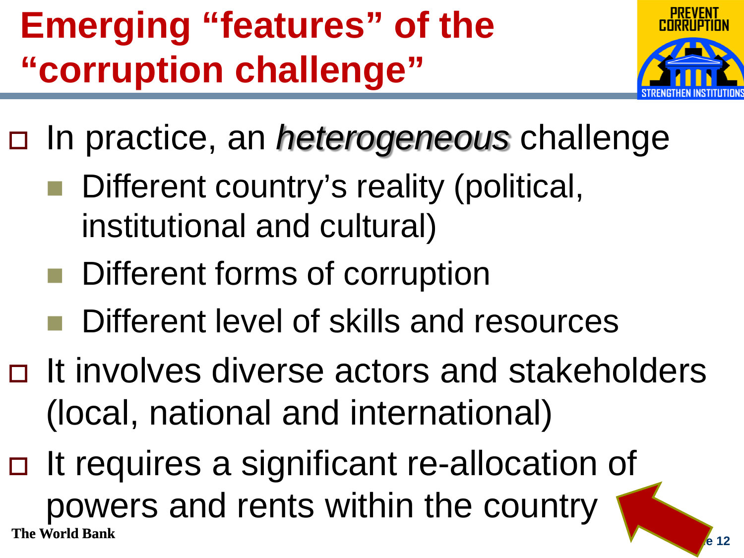# Emerging "features" of the "corruption challenge"

- In practice, an *heterogeneous* challenge
  - Different country's reality (political, institutional and cultural)
  - Different forms of corruption
  - Different level of skills and resources
- It involves diverse actors and stakeholders (local, national and international)
- It requires a significant re-allocation of powers and rents within the country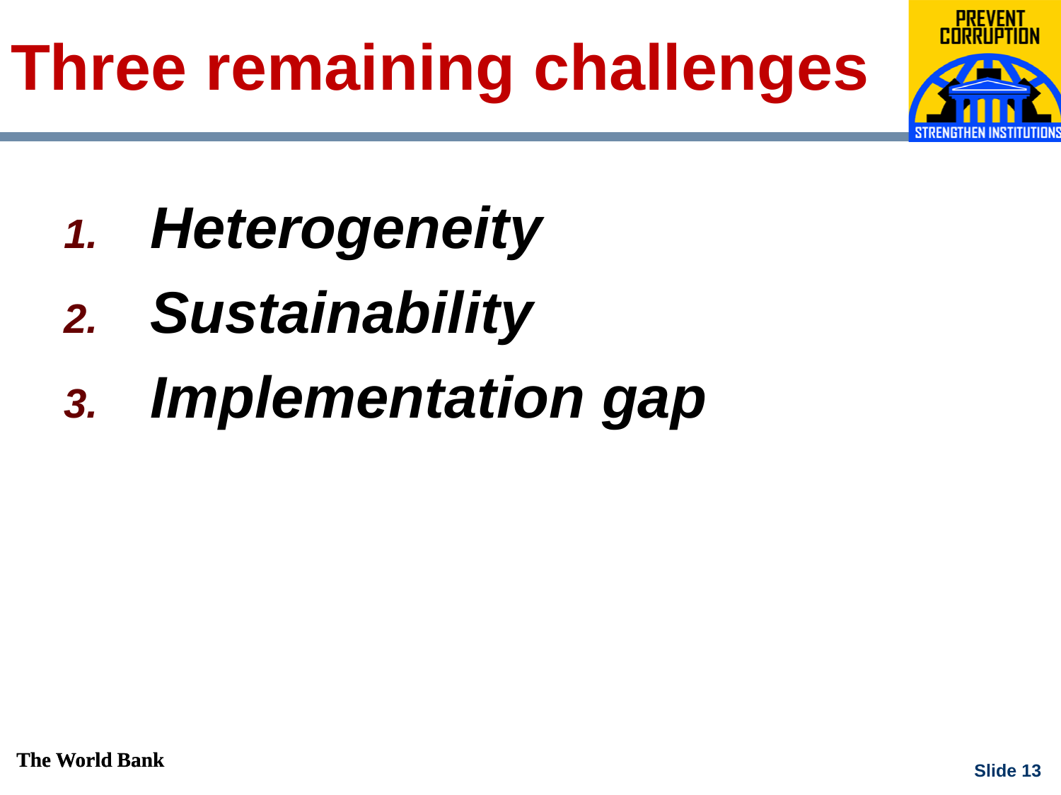# Three remaining challenges

1. ***Heterogeneity***
2. ***Sustainability***
3. ***Implementation gap***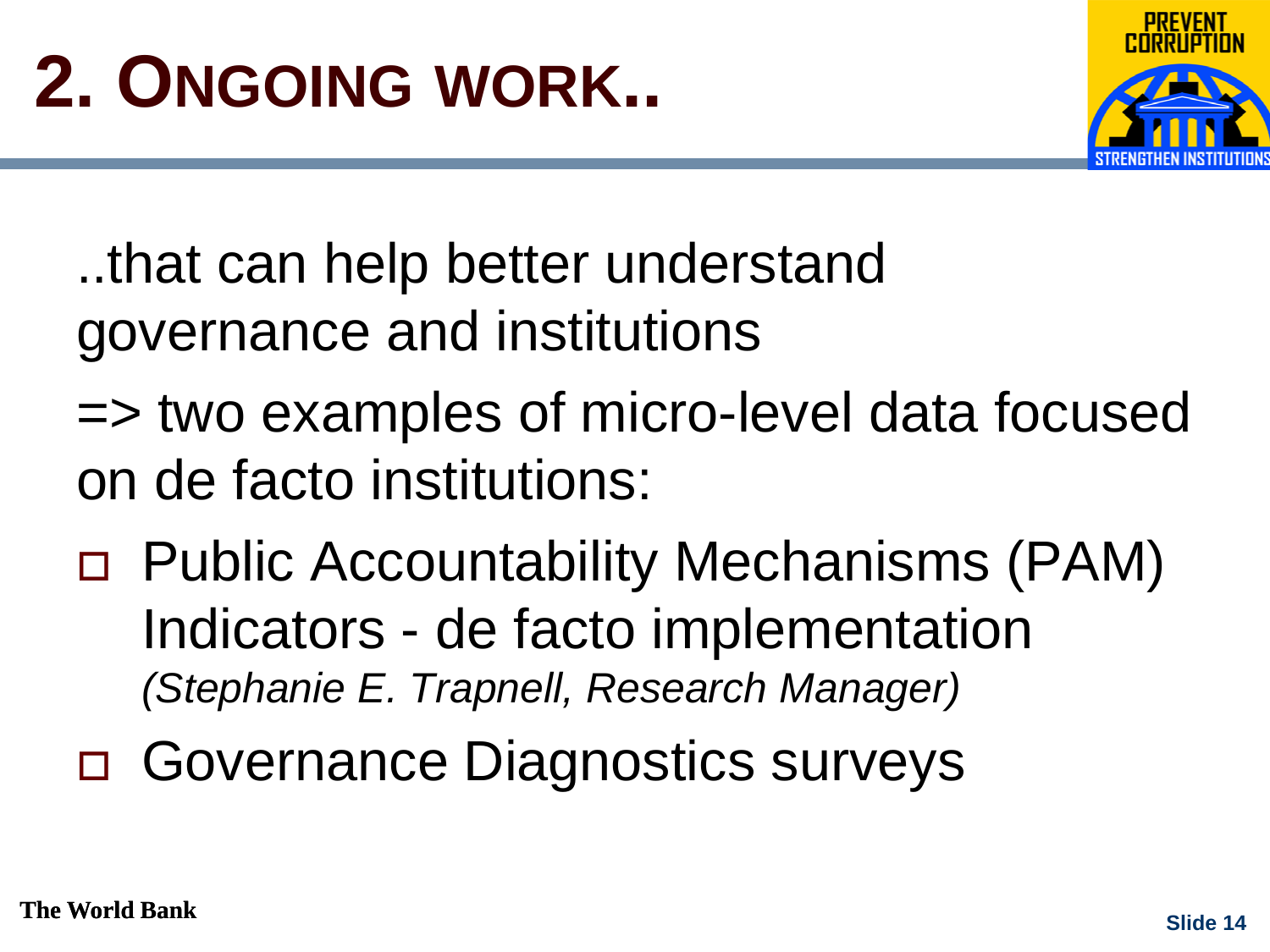# 2. ONGOING WORK..

..that can help better understand governance and institutions

=> two examples of micro-level data focused on de facto institutions:

- Public Accountability Mechanisms (PAM) Indicators - de facto implementation *(Stephanie E. Trapnell, Research Manager)*
- Governance Diagnostics surveys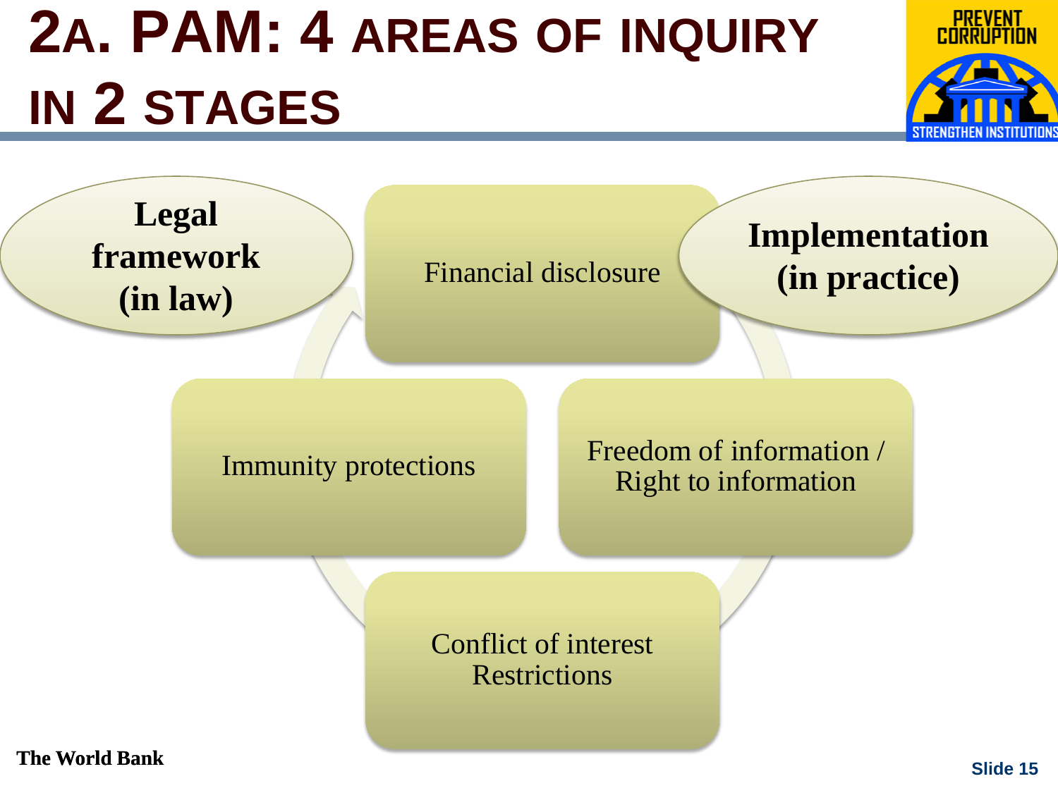# 2A. PAM: 4 AREAS OF INQUIRY IN 2 STAGES

**Legal framework (in law)**

**Implementation (in practice)**

- Financial disclosure
- Freedom of information / Right to information
- Conflict of interest Restrictions
- Immunity protections

**The World Bank**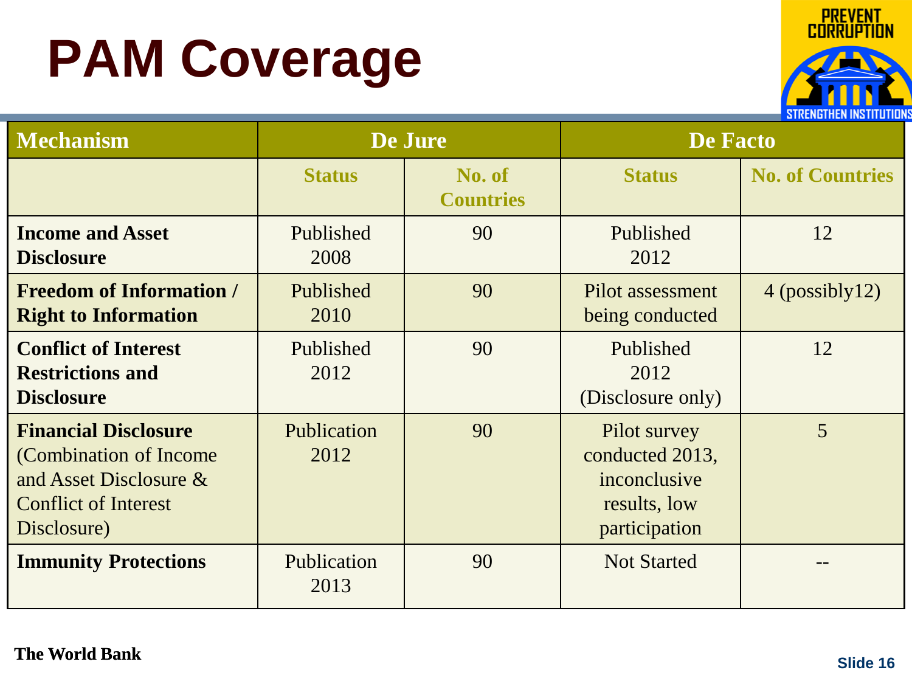# PAM Coverage

| Mechanism | De Jure | | De Facto | |
|---|---|---|---|---|
| | Status | No. of Countries | Status | No. of Countries |
| **Income and Asset Disclosure** | Published 2008 | 90 | Published 2012 | 12 |
| **Freedom of Information / Right to Information** | Published 2010 | 90 | Pilot assessment being conducted | 4 (possibly12) |
| **Conflict of Interest Restrictions and Disclosure** | Published 2012 | 90 | Published 2012 (Disclosure only) | 12 |
| **Financial Disclosure** (Combination of Income and Asset Disclosure & Conflict of Interest Disclosure) | Publication 2012 | 90 | Pilot survey conducted 2013, inconclusive results, low participation | 5 |
| **Immunity Protections** | Publication 2013 | 90 | Not Started | -- |

**The World Bank**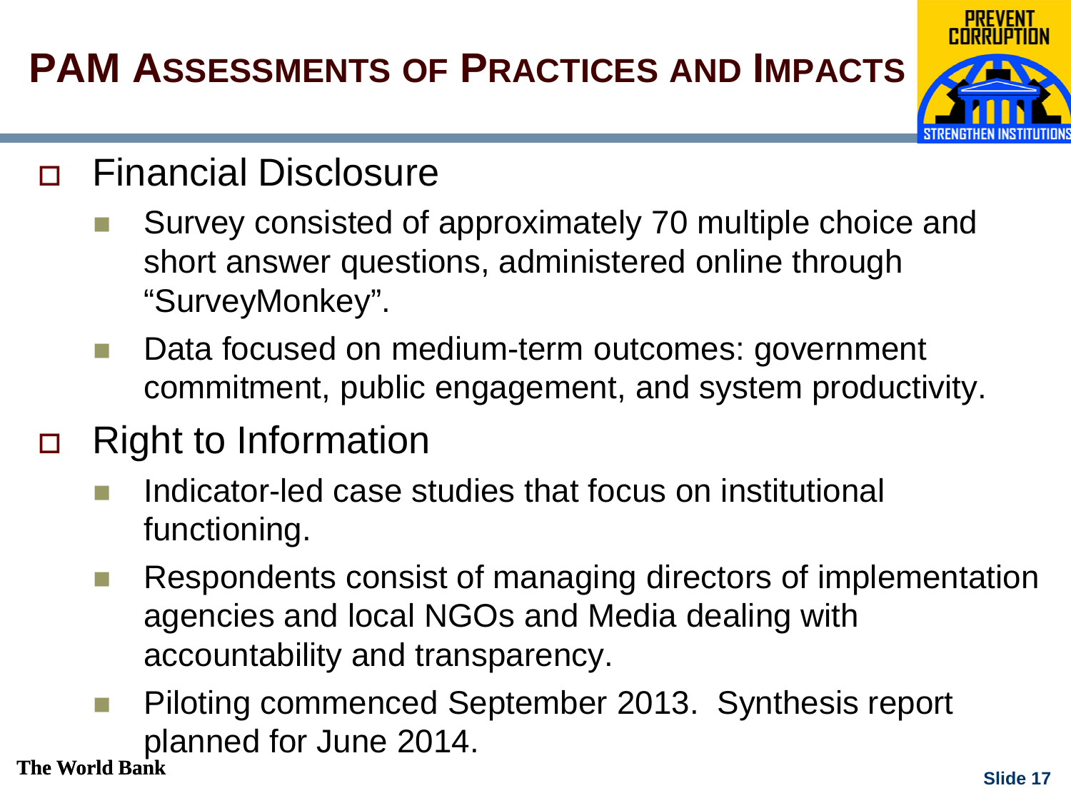# PAM Assessments of Practices and Impacts

- Financial Disclosure
  - Survey consisted of approximately 70 multiple choice and short answer questions, administered online through "SurveyMonkey".
  - Data focused on medium-term outcomes: government commitment, public engagement, and system productivity.
- Right to Information
  - Indicator-led case studies that focus on institutional functioning.
  - Respondents consist of managing directors of implementation agencies and local NGOs and Media dealing with accountability and transparency.
  - Piloting commenced September 2013. Synthesis report planned for June 2014.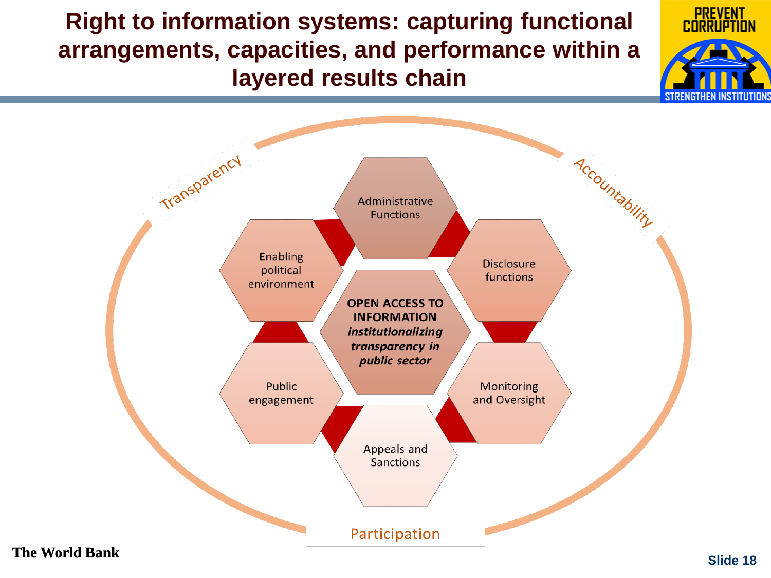# Right to information systems: capturing functional arrangements, capacities, and performance within a layered results chain

Transparency

Accountability

Administrative Functions

Enabling political environment

Disclosure functions

**OPEN ACCESS TO INFORMATION** ***institutionalizing transparency in public sector***

Public engagement

Monitoring and Oversight

Appeals and Sanctions

Participation

**The World Bank**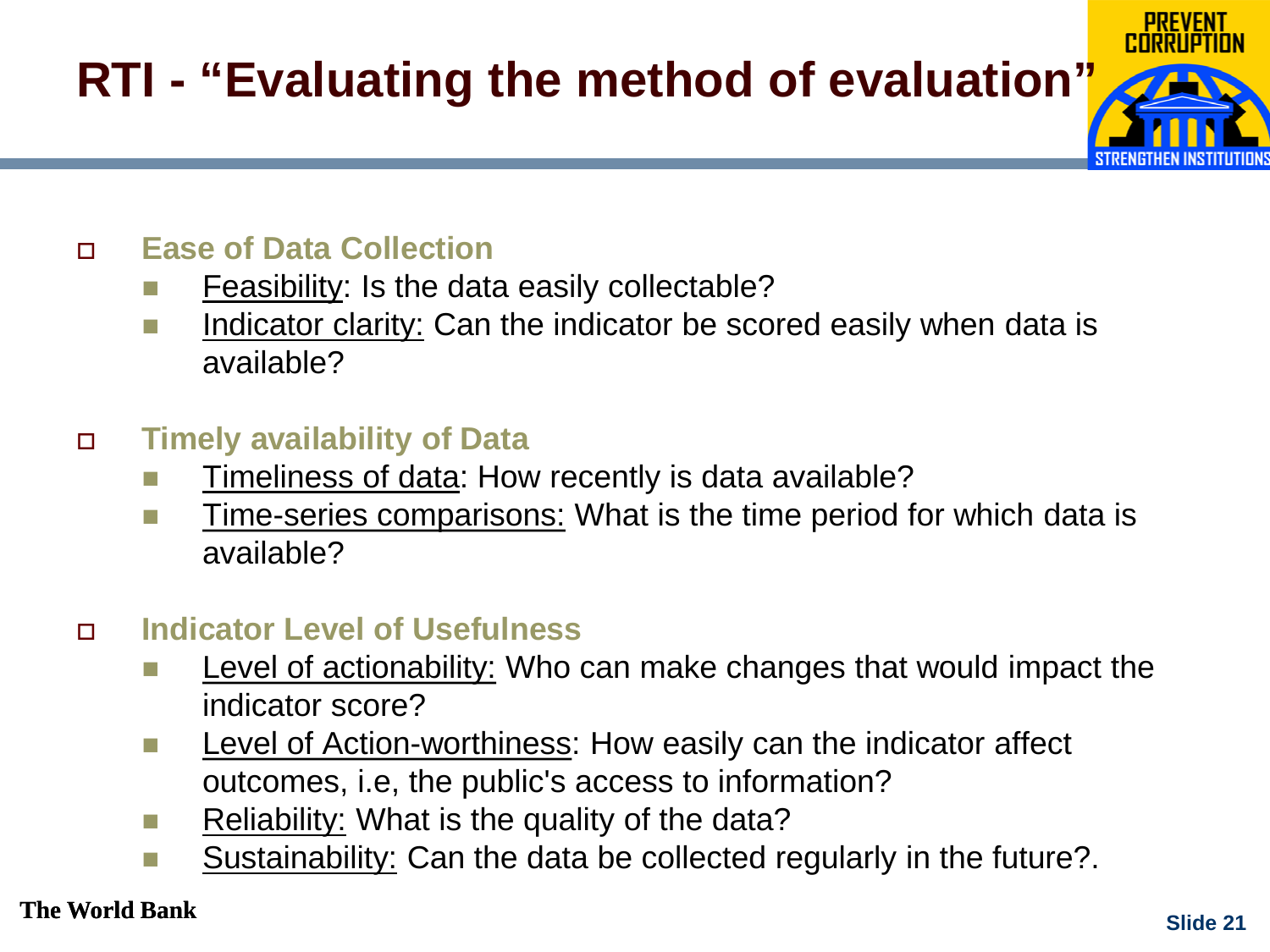# RTI - "Evaluating the method of evaluation"

- **Ease of Data Collection**
  - Feasibility: Is the data easily collectable?
  - Indicator clarity: Can the indicator be scored easily when data is available?

- **Timely availability of Data**
  - Timeliness of data: How recently is data available?
  - Time-series comparisons: What is the time period for which data is available?

- **Indicator Level of Usefulness**
  - Level of actionability: Who can make changes that would impact the indicator score?
  - Level of Action-worthiness: How easily can the indicator affect outcomes, i.e, the public's access to information?
  - Reliability: What is the quality of the data?
  - Sustainability: Can the data be collected regularly in the future?.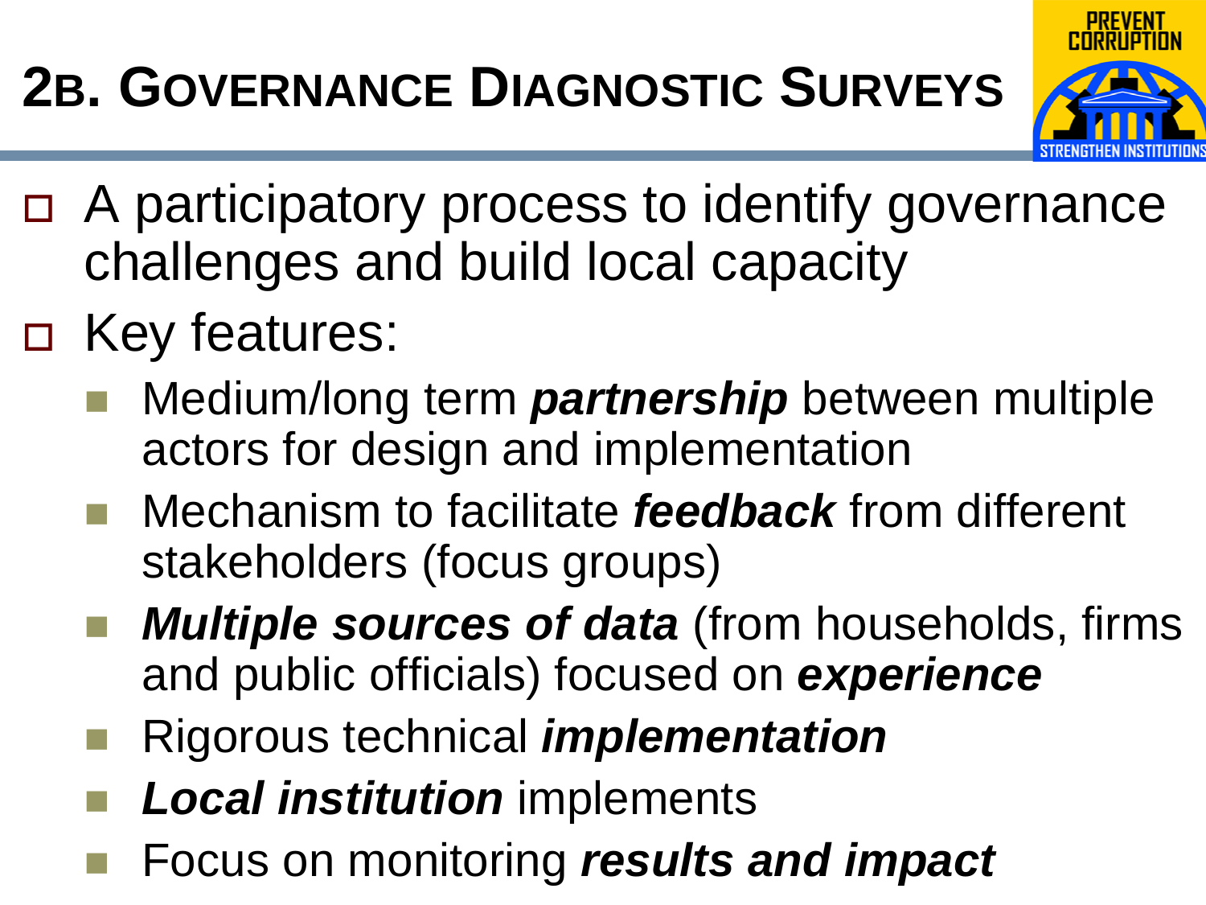# 2B. Governance Diagnostic Surveys

- A participatory process to identify governance challenges and build local capacity
- Key features:
  - Medium/long term ***partnership*** between multiple actors for design and implementation
  - Mechanism to facilitate ***feedback*** from different stakeholders (focus groups)
  - ***Multiple sources of data*** (from households, firms and public officials) focused on ***experience***
  - Rigorous technical ***implementation***
  - ***Local institution*** implements
  - Focus on monitoring ***results and impact***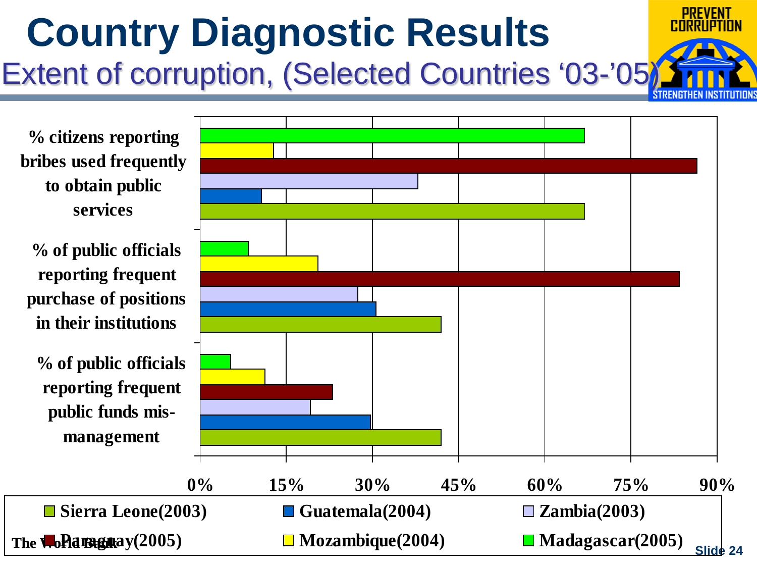# Country Diagnostic Results

## Extent of corruption, (Selected Countries '03-'05)

PREVENT CORRUPTION — STRENGTHEN INSTITUTIONS

**% citizens reporting bribes used frequently to obtain public services**

**% of public officials reporting frequent purchase of positions in their institutions**

**% of public officials reporting frequent public funds mis-management**

0% 15% 30% 45% 60% 75% 90%

- Sierra Leone(2003)
- Guatemala(2004)
- Zambia(2003)
- Paraguay(2005)
- Mozambique(2004)
- Madagascar(2005)

The World Bank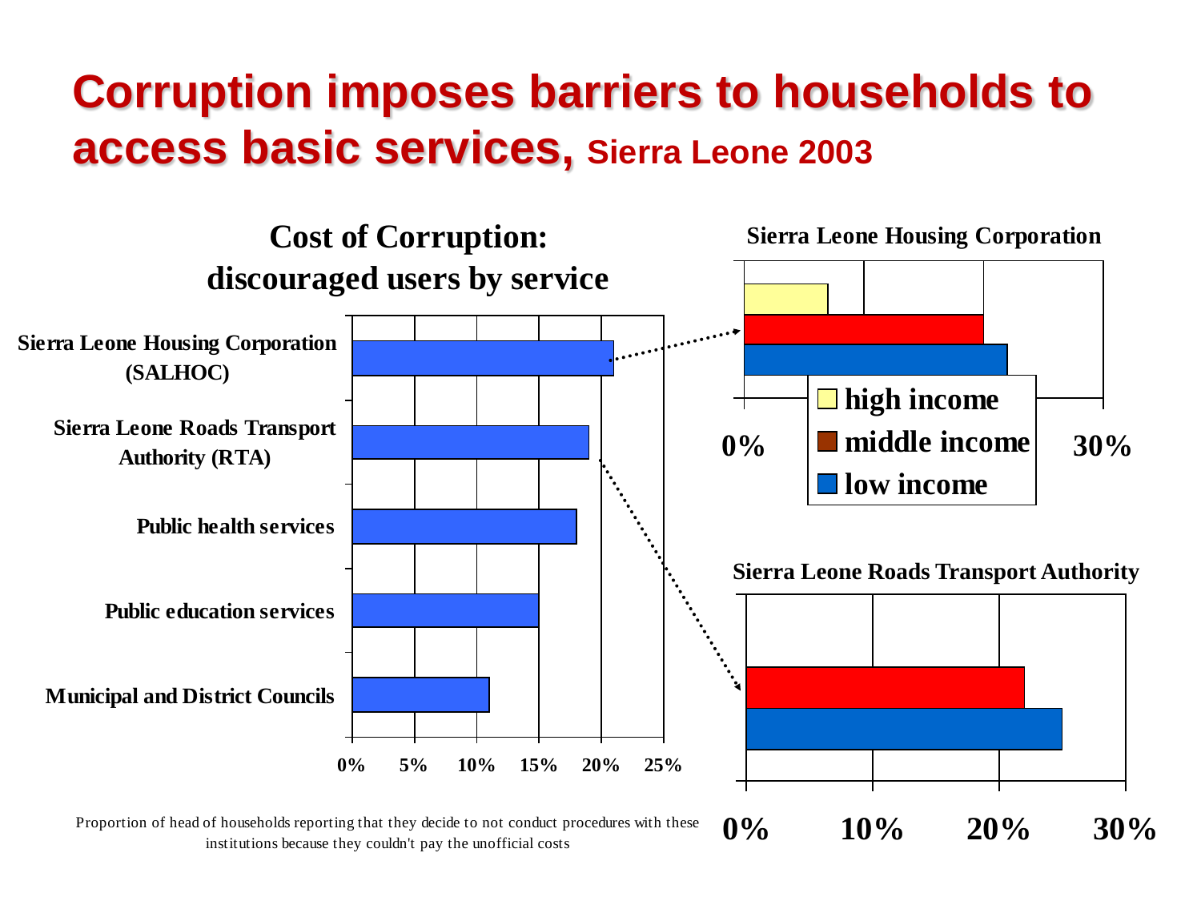# Corruption imposes barriers to households to access basic services, Sierra Leone 2003

**Cost of Corruption: discouraged users by service**

- Sierra Leone Housing Corporation (SALHOC)
- Sierra Leone Roads Transport Authority (RTA)
- Public health services
- Public education services
- Municipal and District Councils

0% 5% 10% 15% 20% 25%

**Sierra Leone Housing Corporation**

0% 30%

- high income
- middle income
- low income

**Sierra Leone Roads Transport Authority**

0% 10% 20% 30%

Proportion of head of households reporting that they decide to not conduct procedures with these institutions because they couldn't pay the unofficial costs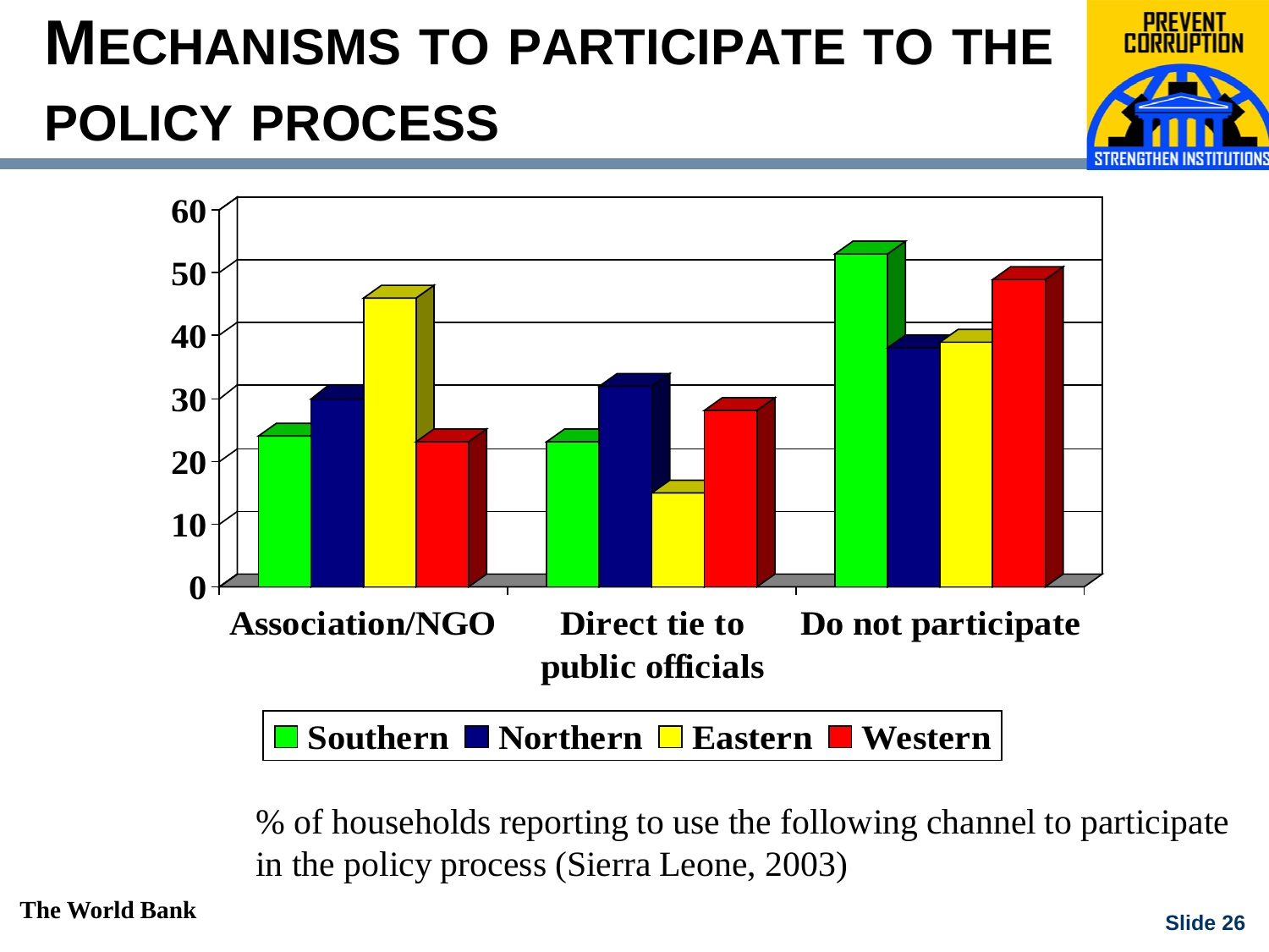# MECHANISMS TO PARTICIPATE TO THE POLICY PROCESS

| | Southern | Northern | Eastern | Western |
|---|---|---|---|---|
| Association/NGO | 24 | 29 | 45 | 23 |
| Direct tie to public officials | 23 | 31 | 15 | 28 |
| Do not participate | 52 | 37 | 38 | 48 |

% of households reporting to use the following channel to participate in the policy process (Sierra Leone, 2003)

The World Bank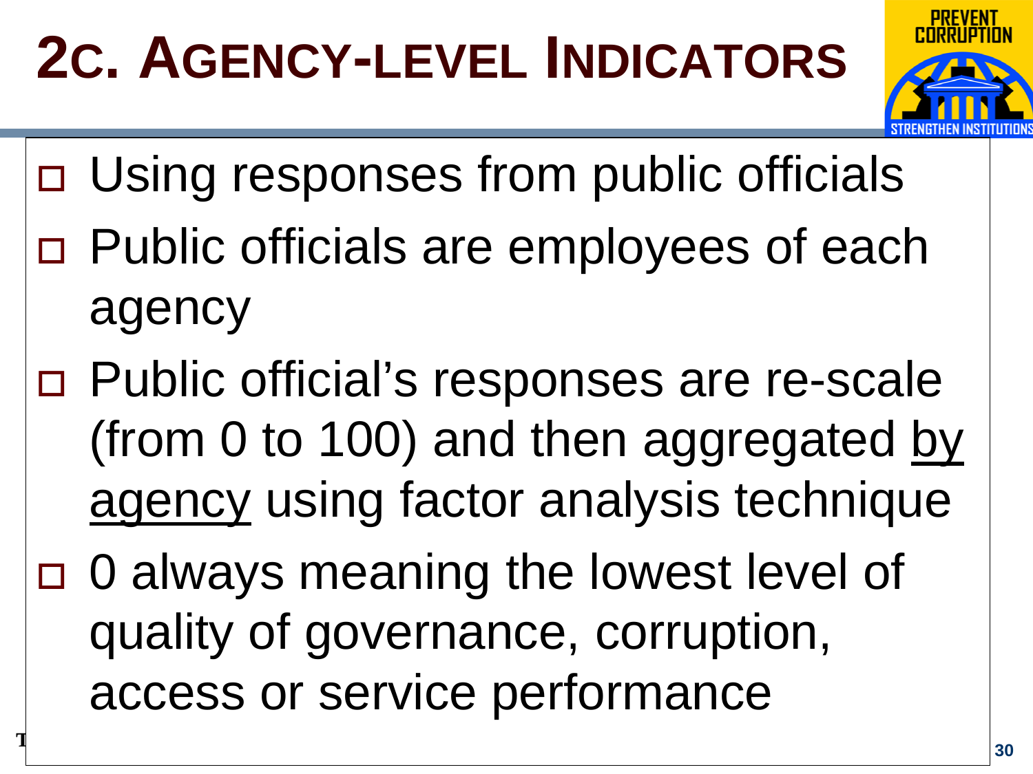# 2C. AGENCY-LEVEL INDICATORS

- Using responses from public officials
- Public officials are employees of each agency
- Public official's responses are re-scale (from 0 to 100) and then aggregated by agency using factor analysis technique
- 0 always meaning the lowest level of quality of governance, corruption, access or service performance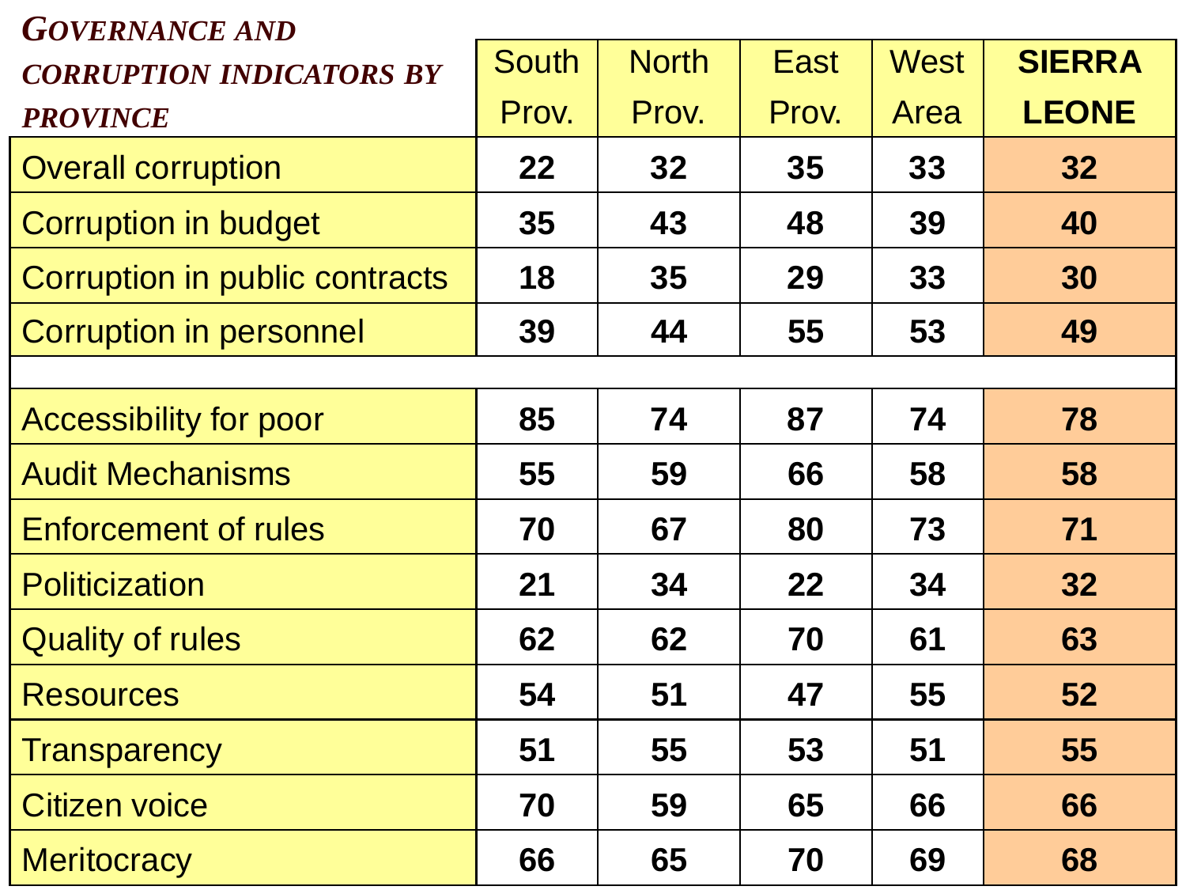## GOVERNANCE AND CORRUPTION INDICATORS BY PROVINCE

| | South Prov. | North Prov. | East Prov. | West Area | SIERRA LEONE |
|---|---|---|---|---|---|
| Overall corruption | 22 | 32 | 35 | 33 | 32 |
| Corruption in budget | 35 | 43 | 48 | 39 | 40 |
| Corruption in public contracts | 18 | 35 | 29 | 33 | 30 |
| Corruption in personnel | 39 | 44 | 55 | 53 | 49 |
| | | | | | |
| Accessibility for poor | 85 | 74 | 87 | 74 | 78 |
| Audit Mechanisms | 55 | 59 | 66 | 58 | 58 |
| Enforcement of rules | 70 | 67 | 80 | 73 | 71 |
| Politicization | 21 | 34 | 22 | 34 | 32 |
| Quality of rules | 62 | 62 | 70 | 61 | 63 |
| Resources | 54 | 51 | 47 | 55 | 52 |
| Transparency | 51 | 55 | 53 | 51 | 55 |
| Citizen voice | 70 | 59 | 65 | 66 | 66 |
| Meritocracy | 66 | 65 | 70 | 69 | 68 |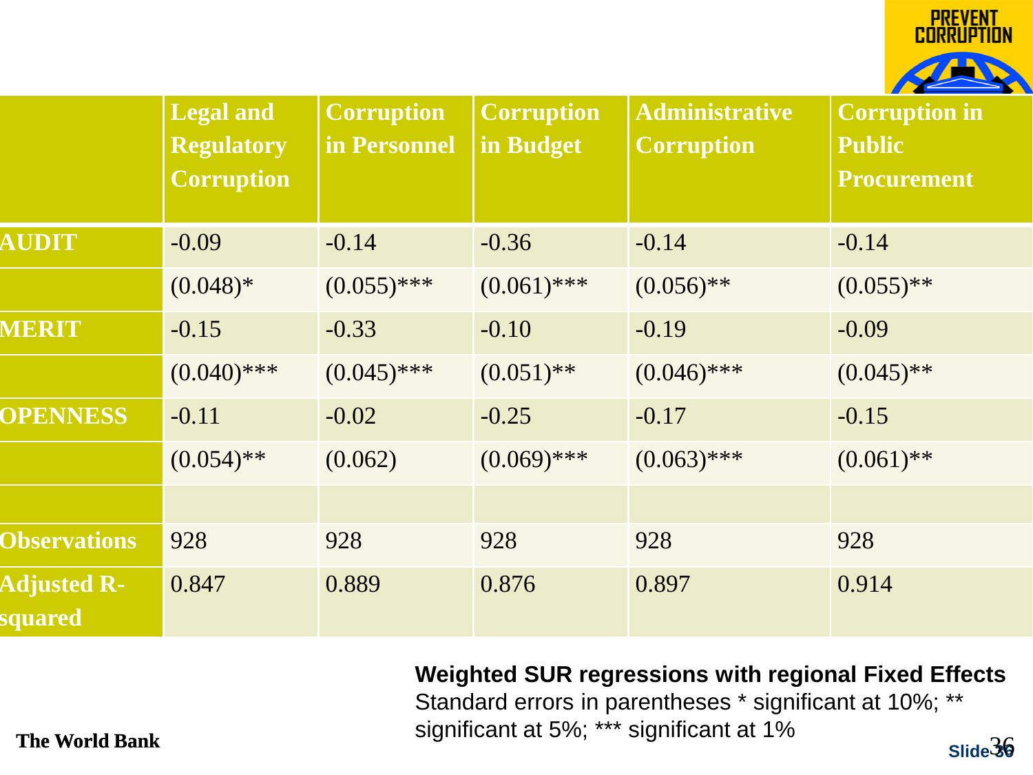| | Legal and Regulatory Corruption | Corruption in Personnel | Corruption in Budget | Administrative Corruption | Corruption in Public Procurement |
|---|---|---|---|---|---|
| AUDIT | -0.09 | -0.14 | -0.36 | -0.14 | -0.14 |
| | (0.048)* | (0.055)*** | (0.061)*** | (0.056)** | (0.055)** |
| MERIT | -0.15 | -0.33 | -0.10 | -0.19 | -0.09 |
| | (0.040)*** | (0.045)*** | (0.051)** | (0.046)*** | (0.045)** |
| OPENNESS | -0.11 | -0.02 | -0.25 | -0.17 | -0.15 |
| | (0.054)** | (0.062) | (0.069)*** | (0.063)*** | (0.061)** |
| | | | | | |
| Observations | 928 | 928 | 928 | 928 | 928 |
| Adjusted R-squared | 0.847 | 0.889 | 0.876 | 0.897 | 0.914 |

**Weighted SUR regressions with regional Fixed Effects**
Standard errors in parentheses * significant at 10%; ** significant at 5%; *** significant at 1%

The World Bank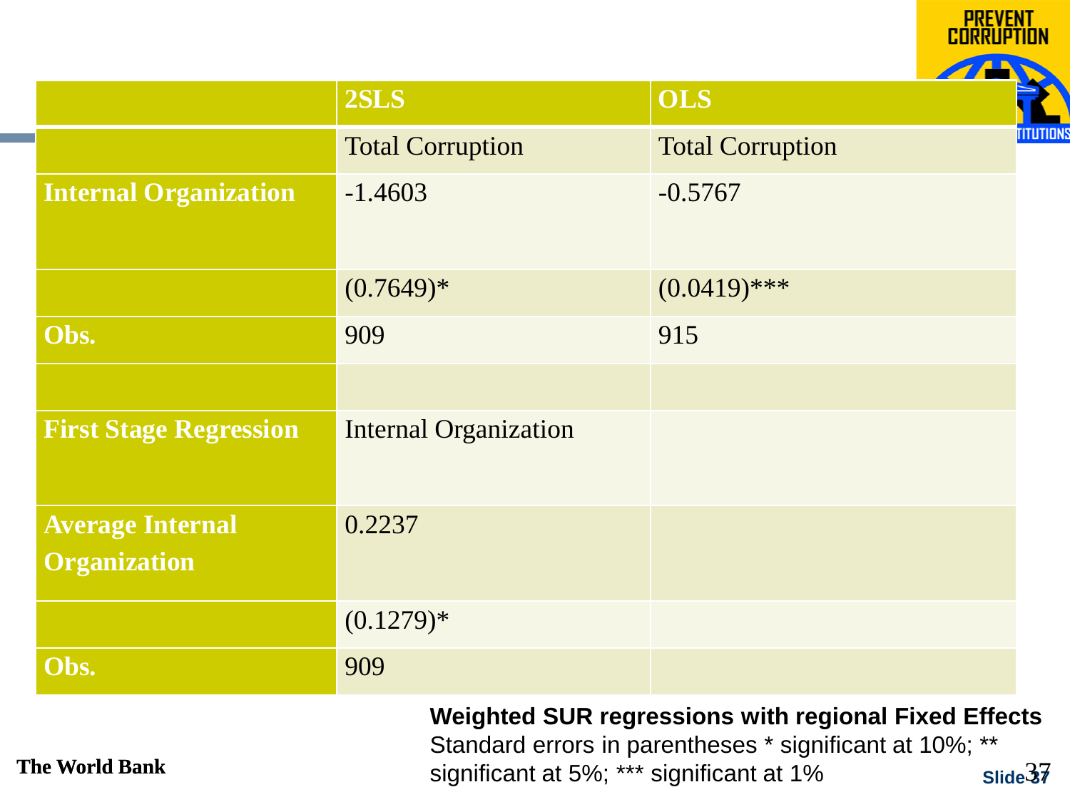| | 2SLS | OLS |
|---|---|---|
| | Total Corruption | Total Corruption |
| **Internal Organization** | -1.4603 | -0.5767 |
| | (0.7649)* | (0.0419)*** |
| **Obs.** | 909 | 915 |
| | | |
| **First Stage Regression** | Internal Organization | |
| **Average Internal Organization** | 0.2237 | |
| | (0.1279)* | |
| **Obs.** | 909 | |

**Weighted SUR regressions with regional Fixed Effects**

Standard errors in parentheses * significant at 10%; ** significant at 5%; *** significant at 1%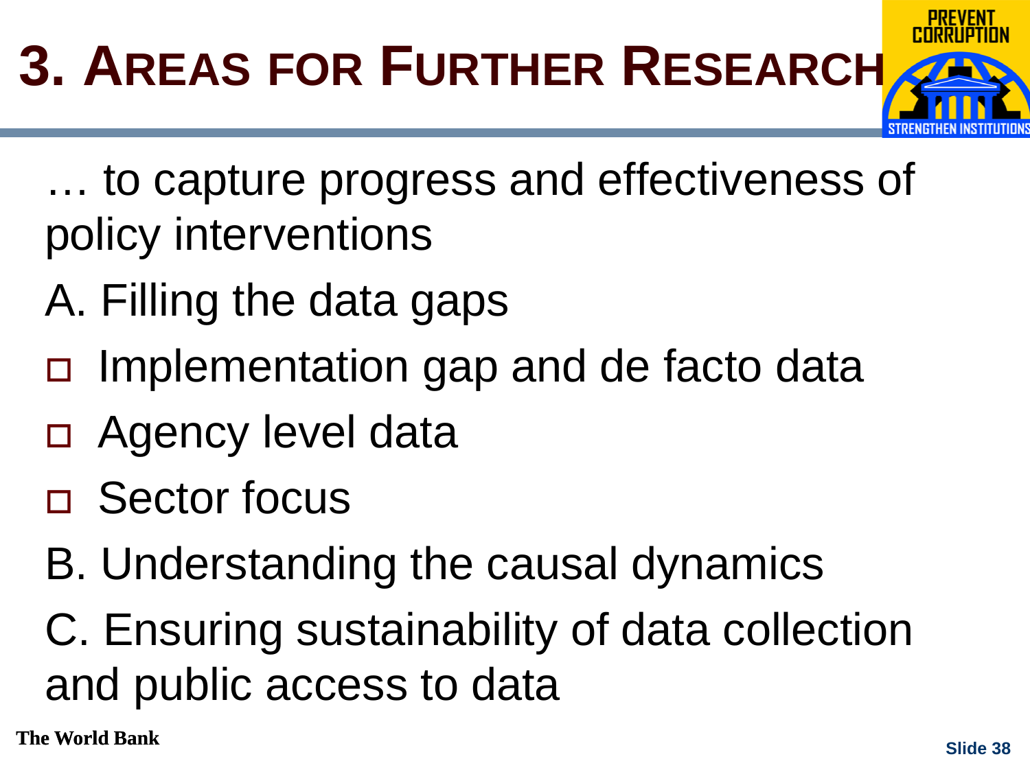# 3. Areas for Further Research

… to capture progress and effectiveness of policy interventions

A. Filling the data gaps

- Implementation gap and de facto data
- Agency level data
- Sector focus

B. Understanding the causal dynamics

C. Ensuring sustainability of data collection and public access to data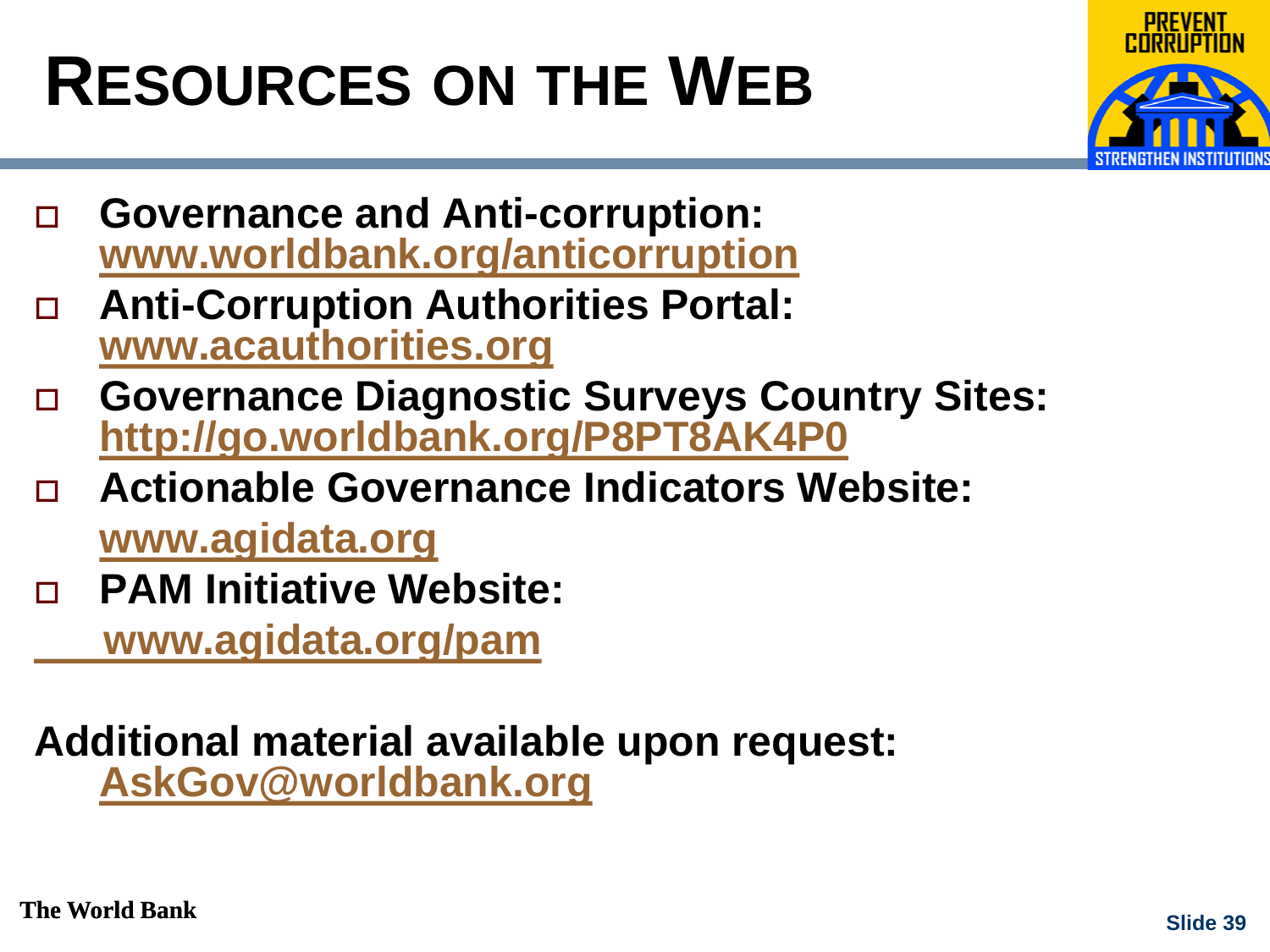# RESOURCES ON THE WEB

- **Governance and Anti-corruption:** **www.worldbank.org/anticorruption**
- **Anti-Corruption Authorities Portal:** **www.acauthorities.org**
- **Governance Diagnostic Surveys Country Sites:** **http://go.worldbank.org/P8PT8AK4P0**
- **Actionable Governance Indicators Website:** **www.agidata.org**
- **PAM Initiative Website:** **www.agidata.org/pam**

**Additional material available upon request:** **AskGov@worldbank.org**

**The World Bank**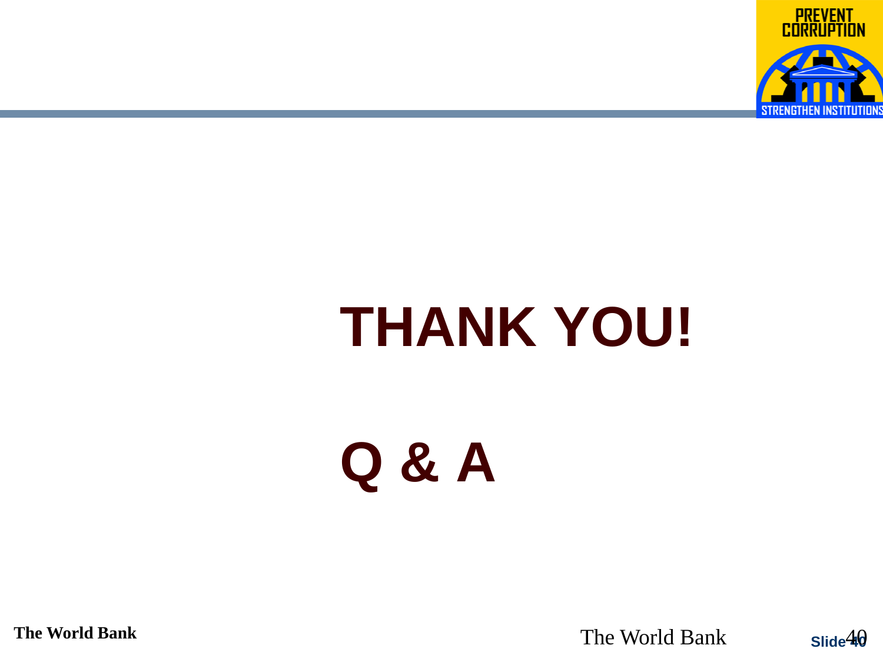# THANK YOU!

# Q & A